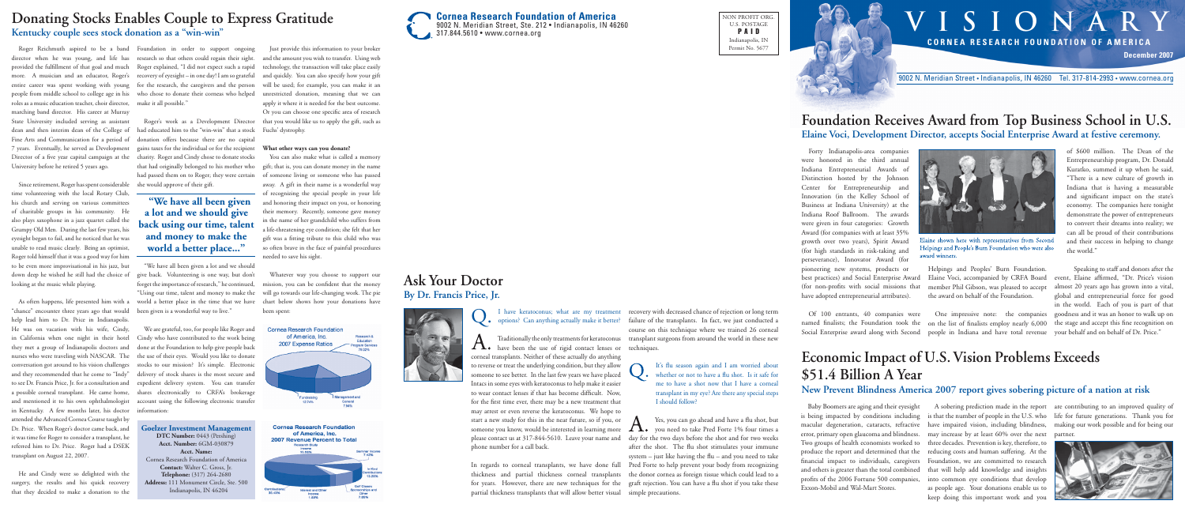# Donating Stocks Enables Couple to Express Gratitude

## Kentucky couple sees stock donation as a "win-win"

Roger Reichmuth aspired to be a band director when he was young, and life has provided the fulfillment of that goal and much more. A musician and an educator, Roger's entire career was spent working with young people from middle school to college age in his roles as a music education teacher, choir director, marching band director. His career at Murray State University included serving as assistant dean and then interim dean of the College of Fine Arts and Communication for a period of 7 years. Eventually, he served as Development Director of a five year capital campaign at the University before he retired 5 years ago.

Since retirement, Roger has spent considerable time volunteering with the local Rotary Club, his church and serving on various committees of charitable groups in his community. He also plays saxophone in a jazz quartet called the Grumpy Old Men. During the last few years, his eyesight began to fail, and he noticed that he was unable to read music clearly. Being an optimist, Roger told himself that it was a good way for him to be even more improvisational in his jazz, but down deep he wished he still had the choice of looking at the music while playing.

As often happens, life presented him with a "chance" encounter three years ago that would help lead him to Dr. Price in Indianapolis. He was on vacation with his wife, Cindy, in California when one night in their hotel they met a group of Indianapolis doctors and nurses who were traveling with NASCAR. The conversation got around to his vision challenges and they recommended that he come to "Indy" to see Dr. Francis Price, Jr. for a consultation and a possible corneal transplant. He came home, and mentioned it to his own ophthalmologist in Kentucky. A few months later, his doctor attended the Advanced Cornea Course taught by Dr. Price. When Roger's doctor came back, and it was time for Roger to consider a transplant, he referred him to Dr. Price. Roger had a DSEK transplant on August 22, 2007.

He and Cindy were so delighted with the surgery, the results and his quick recovery that they decided to make a donation to the Foundation in order to support ongoing research so that others could regain their sight. Roger explained, "I did not expect such a rapid recovery of eyesight – in one day! I am so grateful for the research, the caregivers and the person who chose to donate their corneas who helped make it all possible."

Roger's work as a Development Director had educated him to the "win-win" that a stock donation offers because there are no capital gains taxes for the individual or for the recipient charity. Roger and Cindy chose to donate stocks that had originally belonged to his mother who had passed them on to Roger; they were certain she would approve of their gift.

> **"We have all been given a lot and we should give back using our time, talent and money to make the world a better place..."**

"We have all been given a lot and we should give back. Volunteering is one way, but don't forget the importance of research," he continued, "Using our time, talent and money to make the world a better place in the time that we have been given is a wonderful way to live."

We are grateful, too, for people like Roger and Cindy who have contributed to the work being done at the Foundation to help give people back the use of their eyes. Would you like to donate stocks to our mission? It's simple. Electronic delivery of stock shares is the most secure and expedient delivery system. You can transfer shares electronically to CRFA's brokerage account using the following electronic transfer information:

**Goelzer Investment Management**
**DTC Number:** 0443 (Pershing)
**Acct. Number:** 6GM-030879
**Acct. Name:**
Cornea Research Foundation of America
**Contact:** Walter C. Gross, Jr.
**Telephone:** (317) 264-2680
**Address:** 111 Monument Circle, Ste. 500
Indianapolis, IN 46204

Just provide this information to your broker and the amount you wish to transfer. Using web technology, the transaction will take place easily and quickly. You can also specify how your gift will be used; for example, you can make it an unrestricted donation, meaning that we can apply it where it is needed for the best outcome. Or you can choose one specific area of research that you would like us to apply the gift, such as Fuchs' dystrophy.

### What other ways can you donate?

You can also make what is called a memory gift; that is, you can donate money in the name of someone living or someone who has passed away. A gift in their name is a wonderful way of recognizing the special people in your life and honoring their impact on you, or honoring their memory. Recently, someone gave money in the name of her grandchild who suffers from a life-threatening eye condition; she felt that her gift was a fitting tribute to this child who was so often brave in the face of painful procedures needed to save his sight.

Whatever way you choose to support our mission, you can be confident that the money will go towards our life-changing work. The pie chart below shows how your donations have been spent:

**Cornea Research Foundation of America, Inc. 2007 Expense Ratios**

| Category | Percent |
|---|---|
| Research & Education Program Services | 79.82% |
| Fundraising | 12.24% |
| Management and General | 7.94% |

**Cornea Research Foundation of America, Inc. 2007 Revenue Percent to Total**

| Category | Percent |
|---|---|
| Research Study Income | 35.59% |
| Seminar Income | 7.43% |
| In-Kind Contributions | 13.26% |
| Golf Classic Sponsorships and Other | 7.86% |
| Interest and Other Income | 1.69% |
| Contributions | 30.43% |

**Cornea Research Foundation of America**
9002 N. Meridian Street, Ste. 212 • Indianapolis, IN 46260
317.844.5610 • www.cornea.org

NON PROFIT ORG.
U.S. POSTAGE
**PAID**
Indianapolis, IN
Permit No. 5677

# Ask Your Doctor

## By Dr. Francis Price, Jr.

**Q.** I have keratoconus; what are my treatment options? Can anything actually make it better?

**A.** Traditionally the only treatments for keratoconus have been the use of rigid contact lenses or corneal transplants. Neither of these actually do anything to reverse or treat the underlying condition, but they allow someone to see better. In the last few years we have placed Intacs in some eyes with keratoconus to help make it easier to wear contact lenses if that has become difficult. Now, for the first time ever, there may be a new treatment that may arrest or even reverse the keratoconus. We hope to start a new study for this in the near future, so if you, or someone you know, would be interested in learning more please contact us at 317-844-5610. Leave your name and phone number for a call back.

In regards to corneal transplants, we have done full thickness and partial thickness corneal transplants for years. However, there are new techniques for the partial thickness transplants that will allow better visual recovery with decreased chance of rejection or long term failure of the transplants. In fact, we just conducted a course on this technique where we trained 26 corneal transplant surgeons from around the world in these new techniques.

**Q.** It's flu season again and I am worried about whether or not to have a flu shot. Is it safe for me to have a shot now that I have a corneal transplant in my eye? Are there any special steps I should follow?

**A.** Yes, you can go ahead and have a flu shot, but you need to take Pred Forte 1% four times a day for the two days before the shot and for two weeks after the shot. The flu shot stimulates your immune system – just like having the flu – and you need to take Pred Forte to help prevent your body from recognizing the donor cornea as foreign tissue which could lead to a graft rejection. You can have a flu shot if you take these simple precautions.

# VISIONARY

**CORNEA RESEARCH FOUNDATION OF AMERICA**

**December 2007**

9002 N. Meridian Street • Indianapolis, IN 46260 Tel. 317-814-2993 • www.cornea.org

# Foundation Receives Award from Top Business School in U.S.

## Elaine Voci, Development Director, accepts Social Enterprise Award at festive ceremony.

Forty Indianapolis-area companies were honored in the third annual Indiana Entrepreneurial Awards of Distinction hosted by the Johnson Center for Entrepreneurship and Innovation (in the Kelley School of Business at Indiana University) at the Indiana Roof Ballroom. The awards were given in four categories: Growth Award (for companies with at least 35% growth over two years), Spirit Award (for high standards in risk-taking and perseverance), Innovator Award (for pioneering new systems, products or best practices) and Social Enterprise Award (for non-profits with social missions that have adopted entrepreneurial attributes).

Of 100 entrants, 40 companies were named finalists; the Foundation took the Social Enterprise award along with Second Helpings and Peoples' Burn Foundation. Elaine Voci, accompanied by CRFA Board member Phil Gibson, was pleased to accept the award on behalf of the Foundation.

Elaine shown here with representatives from Second Helpings and People's Burn Foundation who were also award winners.

One impressive note: the companies on the list of finalists employ nearly 6,000 people in Indiana and have total revenue of $600 million. The Dean of the Entrepreneurship program, Dr. Donald Kuratko, summed it up when he said, "There is a new culture of growth in Indiana that is having a measurable and significant impact on the state's economy. The companies here tonight demonstrate the power of entrepreneurs to convert their dreams into reality; we can all be proud of their contributions and their success in helping to change the world."

Speaking to staff and donors after the event, Elaine affirmed, "Dr. Price's vision almost 20 years ago has grown into a vital, global and entrepreneurial force for good in the world. Each of you is part of that goodness and it was an honor to walk up on the stage and accept this fine recognition on your behalf and on behalf of Dr. Price."

# Economic Impact of U.S. Vision Problems Exceeds $51.4 Billion A Year

## New Prevent Blindness America 2007 report gives sobering picture of a nation at risk

Baby Boomers are aging and their eyesight is being impacted by conditions including macular degeneration, cataracts, refractive error, primary open glaucoma and blindness. Two groups of health economists worked to produce the report and determined that the financial impact to individuals, caregivers and others is greater than the total combined profits of the 2006 Fortune 500 companies, Exxon-Mobil and Wal-Mart Stores.

A sobering prediction made in the report is that the number of people in the U.S. who have impaired vision, including blindness, may increase by at least 60% over the next three decades. Prevention is key, therefore, to reducing costs and human suffering. At the Foundation, we are committed to research that will help add knowledge and insights into common eye conditions that develop as people age. Your donations enable us to keep doing this important work and you are contributing to an improved quality of life for future generations. Thank you for making our work possible and for being our partner.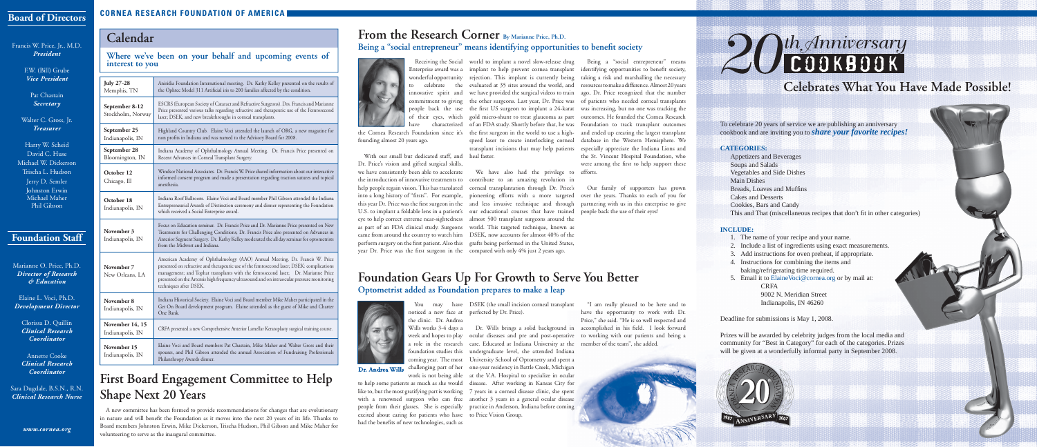## Board of Directors

Francis W. Price, Jr., M.D.
*President*

F.W. (Bill) Grube
*Vice President*

Pat Chastain
*Secretary*

Walter C. Gross, Jr.
*Treasurer*

Harry W. Scheid
David C. Huse
Michael W. Dickerson
Trischa L. Hudson
Jerry D. Semler
Johnston Erwin
Michael Maher
Phil Gibson

## Foundation Staff

Marianne O. Price, Ph.D.
*Director of Research & Education*

Elaine L. Voci, Ph.D.
*Development Director*

Clorissa D. Quillin
*Clinical Research Coordinator*

Annette Cooke
*Clinical Research Coordinator*

Sara Dugdale, B.S.N., R.N.
*Clinical Research Nurse*

*www.cornea.org*

CORNEA RESEARCH FOUNDATION OF AMERICA

## Calendar

### Where we've been on your behalf and upcoming events of interest to you

| | |
|---|---|
| **July 27-28** Memphis, TN | Aniridia Foundation International meeting. Dr. Kathy Kelley presented on the results of the Ophtec Model 311 Artificial iris to 200 families affected by the condition. |
| **September 8-12** Stockholm, Norway | ESCRS (European Society of Cataract and Refractive Surgeons). Drs. Francis and Marianne Price presented various talks regarding refractive and therapeutic use of the Femtosecond laser; DSEK; and new breakthroughs in corneal transplants. |
| **September 25** Indianapolis, IN | Highland Country Club. Elaine Voci attended the launch of ORG, a new magazine for non profits in Indiana and was named to the Advisory Board for 2008. |
| **September 28** Bloomington, IN | Indiana Academy of Ophthalmology Annual Meeting. Dr. Francis Price presented on Recent Advances in Corneal Transplant Surgery. |
| **October 12** Chicago, Ill | Windsor National Associates. Dr. Francis W. Price shared information about our interactive informed consent program and made a presentation regarding traction sutures and topical anesthesia. |
| **October 18** Indianapolis, IN | Indiana Roof Ballroom. Elaine Voci and Board member Phil Gibson attended the Indiana Entrepreneurial Awards of Distinction ceremony and dinner representing the Foundation which received a Social Enterprise award. |
| **November 3** Indianapolis, IN | Focus on Education seminar. Dr. Francis Price and Dr. Marianne Price presented on New Treatments for Challenging Conditions; Dr. Francis Price also presented on Advances in Anterior Segment Surgery. Dr. Kathy Kelley moderated the all day seminar for optometrists from the Midwest and Indiana. |
| **November 7** New Orleans, LA | American Academy of Ophthalmology (AAO) Annual Meeting. Dr. Francis W. Price presented on refractive and therapeutic use of the femtosecond laser; DSEK complications management; and Tophat transplants with the femtosecond laser; Dr. Marianne Price presented on the Artemis high frequency ultrasound and on intraocular pressure monitoring techniques after DSEK. |
| **November 8** Indianapolis, IN | Indiana Historical Society. Elaine Voci and Board member Mike Maher participated in the Get On Board development program. Elaine attended as the guest of Mike and Charter One Bank. |
| **November 14, 15** Indianapolis, IN | CRFA presented a new Comprehensive Anterior Lamellar Keratoplasty surgical training course. |
| **November 15** Indianapolis, IN | Elaine Voci and Board members Pat Chastain, Mike Maher and Walter Gross and their spouses, and Phil Gibson attended the annual Association of Fundraising Professionals Philanthropy Awards dinner. |

## First Board Engagement Committee to Help Shape Next 20 Years

A new committee has been formed to provide recommendations for changes that are evolutionary in nature and will benefit the Foundation as it moves into the next 20 years of its life. Thanks to Board members Johnston Erwin, Mike Dickerson, Trischa Hudson, Phil Gibson and Mike Maher for volunteering to serve as the inaugural committee.

## From the Research Corner By Marianne Price, Ph.D.

### Being a "social entrepreneur" means identifying opportunities to benefit society

Receiving the Social Enterprise award was a wonderful opportunity to celebrate the innovative spirit and commitment to giving people back the use of their eyes, which have characterized the Cornea Research Foundation since it's founding almost 20 years ago.

With our small but dedicated staff, and Dr. Price's vision and gifted surgical skills, we have consistently been able to accelerate the introduction of innovative treatments to help people regain vision. This has translated into a long history of "firsts". For example, this year Dr. Price was the first surgeon in the U.S. to implant a foldable lens in a patient's eye to help correct extreme near-sightedness as part of an FDA clinical study. Surgeons came from around the country to watch him perform surgery on the first patient. Also this year Dr. Price was the first surgeon in the world to implant a novel slow-release drug implant to help prevent cornea transplant rejection. This implant is currently being evaluated at 35 sites around the world, and we have provided the surgical videos to train the other surgeons. Last year, Dr. Price was the first US surgeon to implant a 24-karat gold micro-shunt to treat glaucoma as part of an FDA study. Shortly before that, he was the first surgeon in the world to use a high-speed laser to create interlocking corneal transplant incisions that may help patients heal faster.

We have also had the privilege to contribute to an amazing revolution in corneal transplantation through Dr. Price's pioneering efforts with a more targeted and less invasive technique and through our educational courses that have trained almost 500 transplant surgeons around the world. This targeted technique, known as DSEK, now accounts for almost 40% of the grafts being performed in the United States, compared with only 4% just 2 years ago.

Being a "social entrepreneur" means identifying opportunities to benefit society, taking a risk and marshalling the necessary resources to make a difference. Almost 20 years ago, Dr. Price recognized that the number of patients who needed corneal transplants was increasing, but no one was tracking the outcomes. He founded the Cornea Research Foundation to track transplant outcomes and ended up creating the largest transplant database in the Western Hemisphere. We especially appreciate the Indiana Lions and the St. Vincent Hospital Foundation, who were among the first to help support these efforts.

Our family of supporters has grown over the years. Thanks to each of you for partnering with us in this enterprise to give people back the use of their eyes!

## Foundation Gears Up For Growth to Serve You Better

### Optometrist added as Foundation prepares to make a leap

You may have noticed a new face at the clinic. Dr. Andrea Wills works 3-4 days a week and hopes to play a role in the research foundation studies this coming year. The most challenging part of her work is not being able to help some patients as much as she would like to, but the most gratifying part is working with a renowned surgeon who can free people from their glasses. She is especially excited about caring for patients who have had the benefits of new technologies, such as DSEK (the small incision corneal transplant perfected by Dr. Price).

**Dr. Andrea Wills**

Dr. Wills brings a solid background in ocular diseases and pre and post-operative care. Educated at Indiana University at the undergraduate level, she attended Indiana University School of Optometry and spent a one-year residency in Battle Creek, Michigan at the V.A. Hospital to specialize in ocular disease. After working in Kansas City for 7 years in a corneal disease clinic, she spent another 3 years in a general ocular disease practice in Anderson, Indiana before coming to Price Vision Group.

"I am really pleased to be here and to have the opportunity to work with Dr. Price," she said. "He is so well respected and accomplished in his field. I look forward to working with our patients and being a member of the team", she added.

# 20th Anniversary COOKBOOK

## Celebrates What You Have Made Possible!

To celebrate 20 years of service we are publishing an anniversary cookbook and are inviting you to ***share your favorite recipes!***

**CATEGORIES:**

Appetizers and Beverages
Soups and Salads
Vegetables and Side Dishes
Main Dishes
Breads, Loaves and Muffins
Cakes and Desserts
Cookies, Bars and Candy
This and That (miscellaneous recipes that don't fit in other categories)

**INCLUDE:**

1. The name of your recipe and your name.
2. Include a list of ingredients using exact measurements.
3. Add instructions for oven preheat, if appropriate.
4. Instructions for combining the items and baking/refrigerating time required.
5. Email it to ElaineVoci@cornea.org or by mail at:
   CRFA
   9002 N. Meridian Street
   Indianapolis, IN 46260

Deadline for submissions is May 1, 2008.

Prizes will be awarded by celebrity judges from the local media and community for "Best in Category" for each of the categories. Prizes will be given at a wonderfully informal party in September 2008.